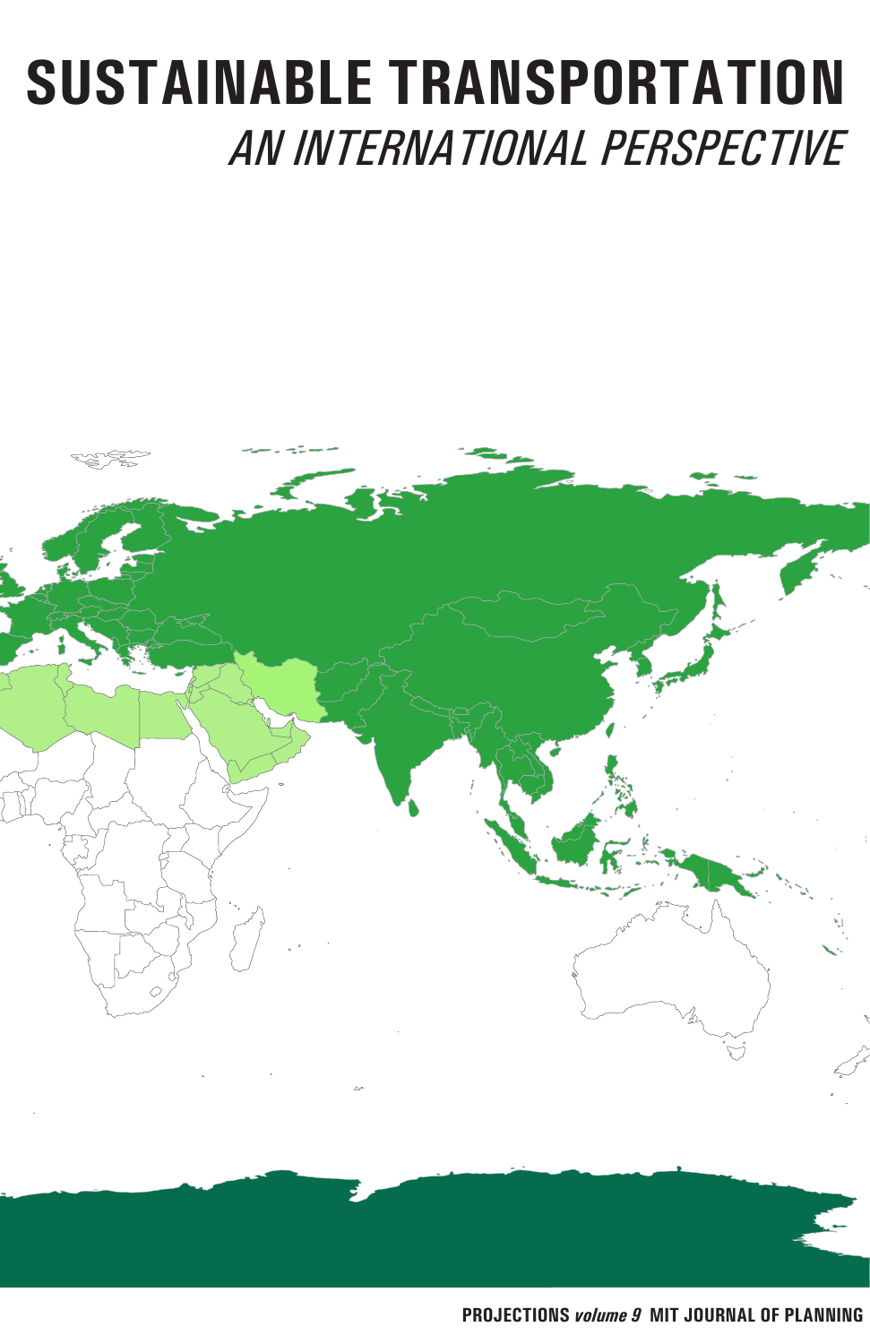# SUSTAINABLE TRANSPORTATION

## *AN INTERNATIONAL PERSPECTIVE*

**PROJECTIONS *volume 9* MIT JOURNAL OF PLANNING**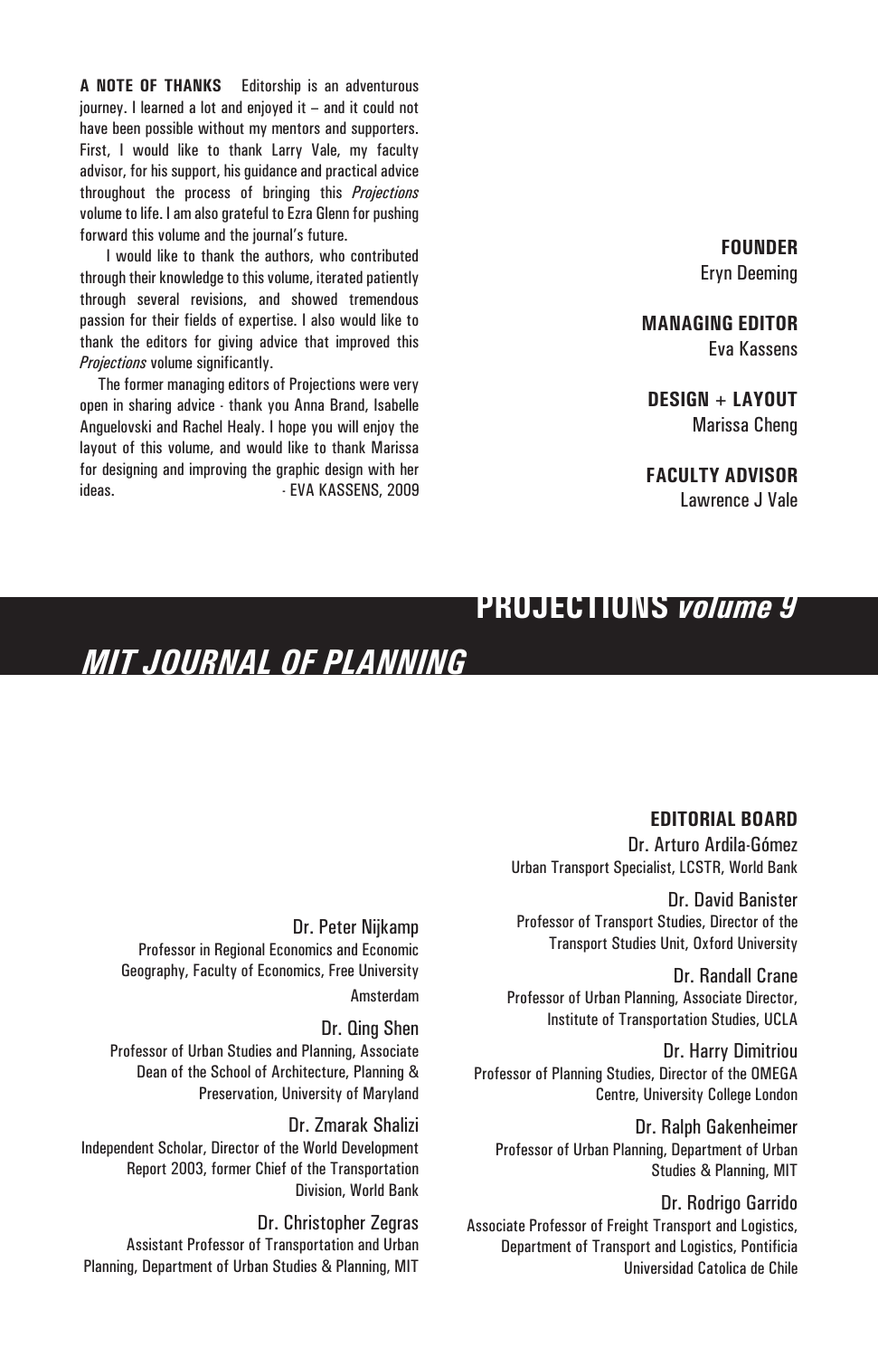**A NOTE OF THANKS** Editorship is an adventurous journey. I learned a lot and enjoyed it – and it could not have been possible without my mentors and supporters. First, I would like to thank Larry Vale, my faculty advisor, for his support, his guidance and practical advice throughout the process of bringing this *Projections* volume to life. I am also grateful to Ezra Glenn for pushing forward this volume and the journal's future.

I would like to thank the authors, who contributed through their knowledge to this volume, iterated patiently through several revisions, and showed tremendous passion for their fields of expertise. I also would like to thank the editors for giving advice that improved this *Projections* volume significantly.

The former managing editors of Projections were very open in sharing advice - thank you Anna Brand, Isabelle Anguelovski and Rachel Healy. I hope you will enjoy the layout of this volume, and would like to thank Marissa for designing and improving the graphic design with her ideas. - EVA KASSENS, 2009

**FOUNDER**
Eryn Deeming

**MANAGING EDITOR**
Eva Kassens

**DESIGN + LAYOUT**
Marissa Cheng

**FACULTY ADVISOR**
Lawrence J Vale

# PROJECTIONS *volume 9*

## *MIT JOURNAL OF PLANNING*

**EDITORIAL BOARD**

Dr. Arturo Ardila-Gómez
Urban Transport Specialist, LCSTR, World Bank

Dr. David Banister
Professor of Transport Studies, Director of the Transport Studies Unit, Oxford University

Dr. Randall Crane
Professor of Urban Planning, Associate Director, Institute of Transportation Studies, UCLA

Dr. Harry Dimitriou
Professor of Planning Studies, Director of the OMEGA Centre, University College London

Dr. Ralph Gakenheimer
Professor of Urban Planning, Department of Urban Studies & Planning, MIT

Dr. Rodrigo Garrido
Associate Professor of Freight Transport and Logistics, Department of Transport and Logistics, Pontificia Universidad Catolica de Chile

Dr. Peter Nijkamp
Professor in Regional Economics and Economic Geography, Faculty of Economics, Free University Amsterdam

Dr. Qing Shen
Professor of Urban Studies and Planning, Associate Dean of the School of Architecture, Planning & Preservation, University of Maryland

Dr. Zmarak Shalizi
Independent Scholar, Director of the World Development Report 2003, former Chief of the Transportation Division, World Bank

Dr. Christopher Zegras
Assistant Professor of Transportation and Urban Planning, Department of Urban Studies & Planning, MIT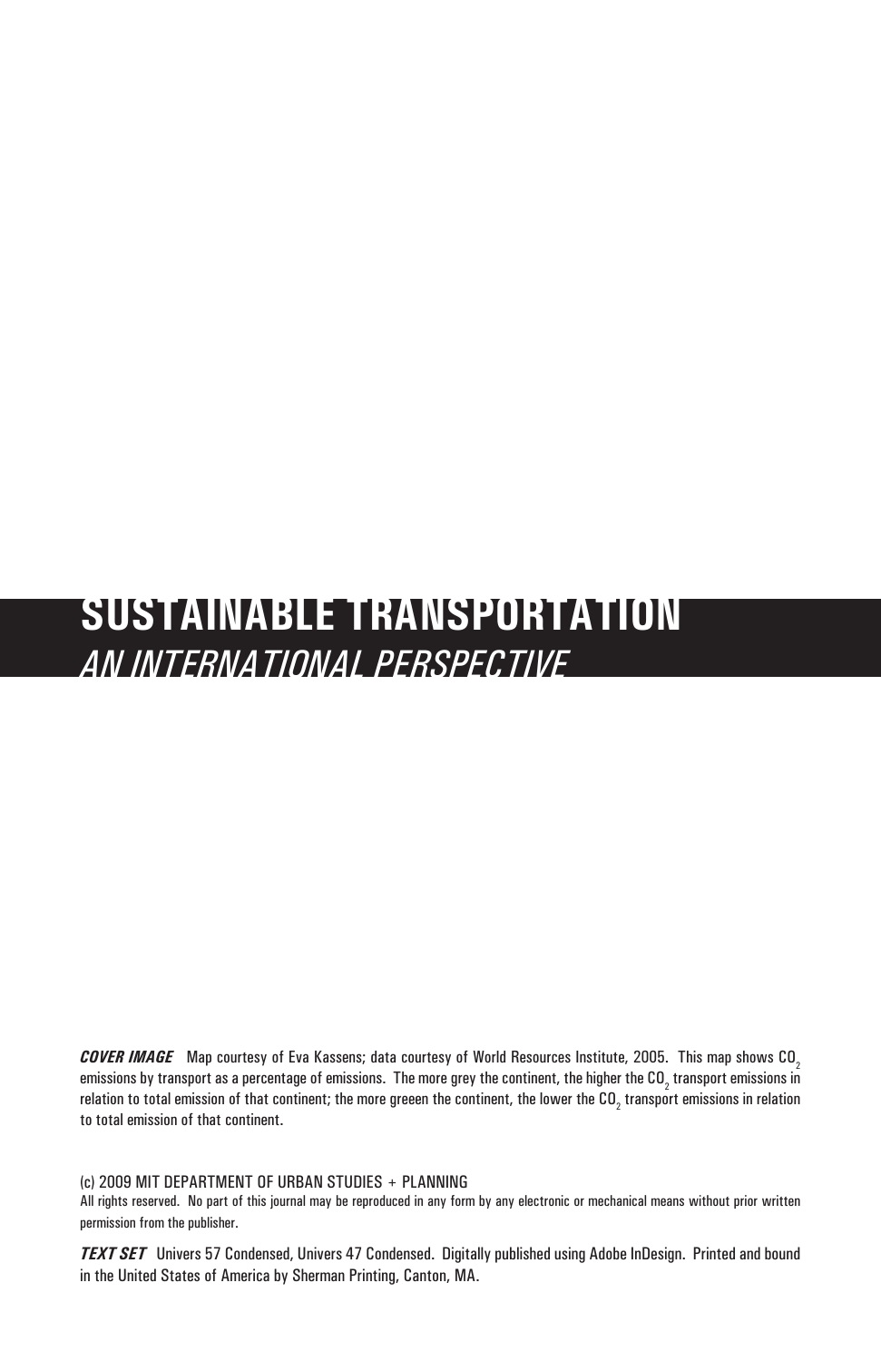# SUSTAINABLE TRANSPORTATION

## *AN INTERNATIONAL PERSPECTIVE*

***COVER IMAGE*** Map courtesy of Eva Kassens; data courtesy of World Resources Institute, 2005. This map shows $CO_2$ emissions by transport as a percentage of emissions. The more grey the continent, the higher the $CO_2$ transport emissions in relation to total emission of that continent; the more greeen the continent, the lower the $CO_2$ transport emissions in relation to total emission of that continent.

(c) 2009 MIT DEPARTMENT OF URBAN STUDIES + PLANNING

All rights reserved. No part of this journal may be reproduced in any form by any electronic or mechanical means without prior written permission from the publisher.

***TEXT SET*** Univers 57 Condensed, Univers 47 Condensed. Digitally published using Adobe InDesign. Printed and bound in the United States of America by Sherman Printing, Canton, MA.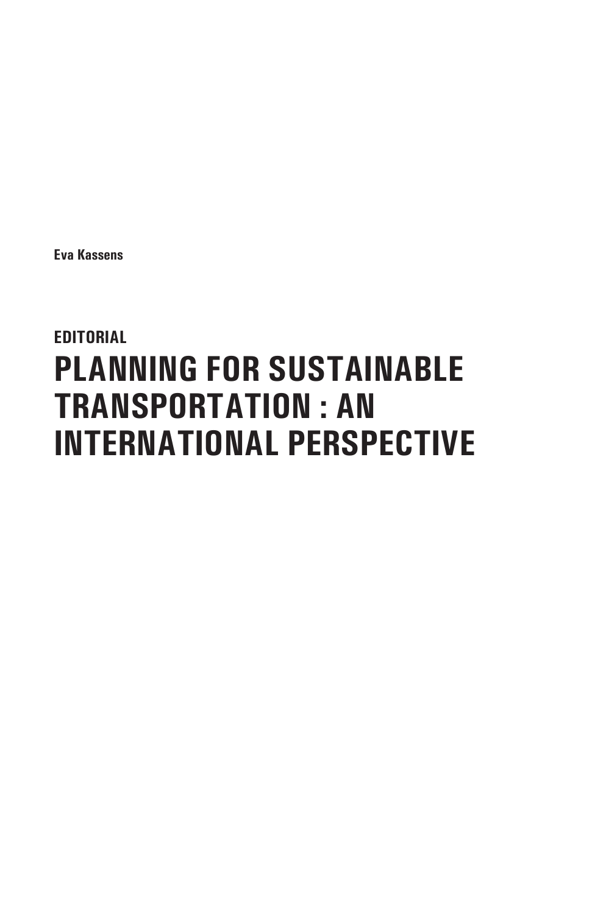**Eva Kassens**

**EDITORIAL**

# PLANNING FOR SUSTAINABLE TRANSPORTATION : AN INTERNATIONAL PERSPECTIVE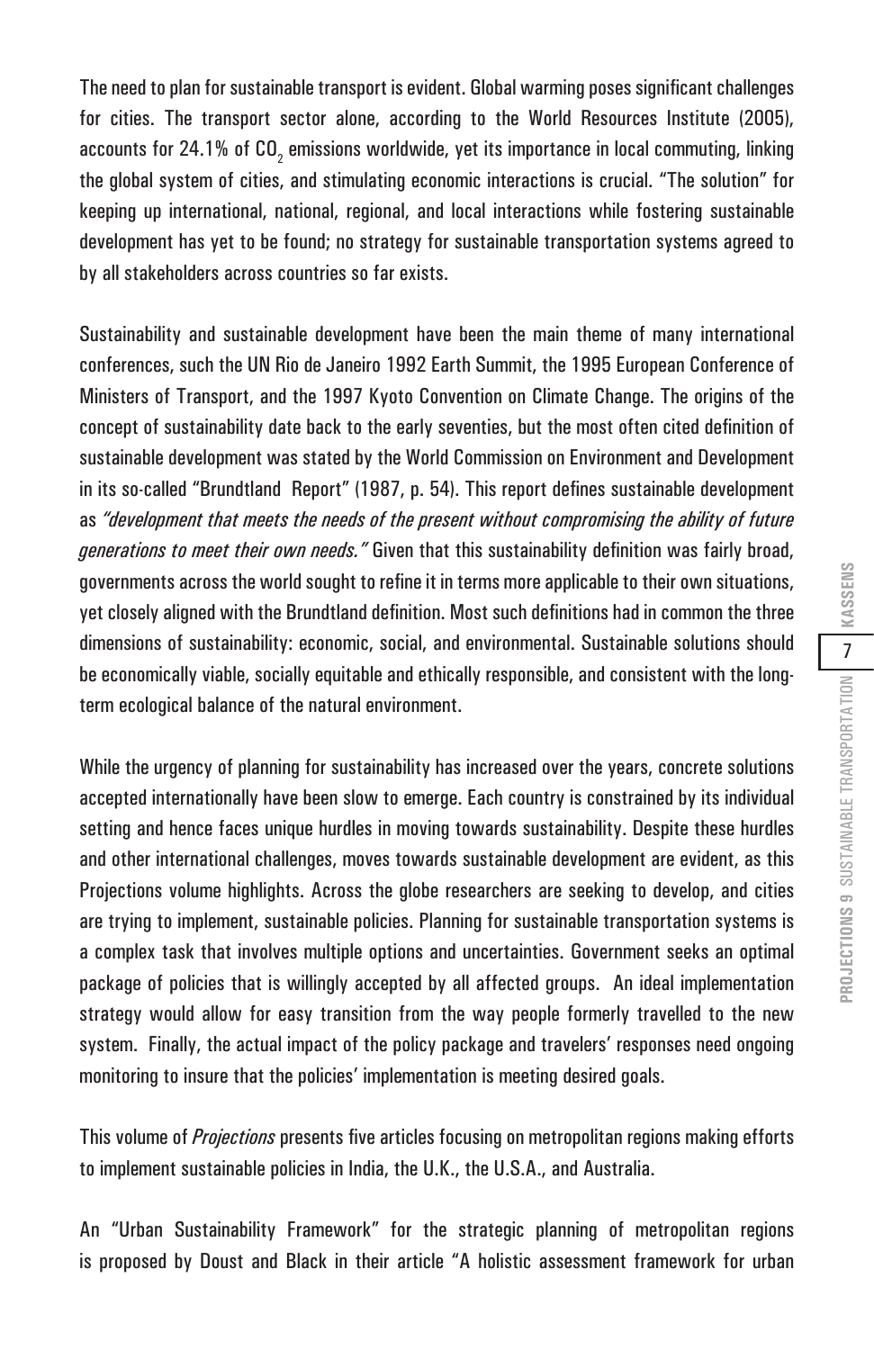The need to plan for sustainable transport is evident. Global warming poses significant challenges for cities. The transport sector alone, according to the World Resources Institute (2005), accounts for 24.1% of $CO_2$ emissions worldwide, yet its importance in local commuting, linking the global system of cities, and stimulating economic interactions is crucial. "The solution" for keeping up international, national, regional, and local interactions while fostering sustainable development has yet to be found; no strategy for sustainable transportation systems agreed to by all stakeholders across countries so far exists.

Sustainability and sustainable development have been the main theme of many international conferences, such the UN Rio de Janeiro 1992 Earth Summit, the 1995 European Conference of Ministers of Transport, and the 1997 Kyoto Convention on Climate Change. The origins of the concept of sustainability date back to the early seventies, but the most often cited definition of sustainable development was stated by the World Commission on Environment and Development in its so-called "Brundtland Report" (1987, p. 54). This report defines sustainable development as *"development that meets the needs of the present without compromising the ability of future generations to meet their own needs."* Given that this sustainability definition was fairly broad, governments across the world sought to refine it in terms more applicable to their own situations, yet closely aligned with the Brundtland definition. Most such definitions had in common the three dimensions of sustainability: economic, social, and environmental. Sustainable solutions should be economically viable, socially equitable and ethically responsible, and consistent with the long-term ecological balance of the natural environment.

While the urgency of planning for sustainability has increased over the years, concrete solutions accepted internationally have been slow to emerge. Each country is constrained by its individual setting and hence faces unique hurdles in moving towards sustainability. Despite these hurdles and other international challenges, moves towards sustainable development are evident, as this Projections volume highlights. Across the globe researchers are seeking to develop, and cities are trying to implement, sustainable policies. Planning for sustainable transportation systems is a complex task that involves multiple options and uncertainties. Government seeks an optimal package of policies that is willingly accepted by all affected groups. An ideal implementation strategy would allow for easy transition from the way people formerly travelled to the new system. Finally, the actual impact of the policy package and travelers' responses need ongoing monitoring to insure that the policies' implementation is meeting desired goals.

This volume of *Projections* presents five articles focusing on metropolitan regions making efforts to implement sustainable policies in India, the U.K., the U.S.A., and Australia.

An "Urban Sustainability Framework" for the strategic planning of metropolitan regions is proposed by Doust and Black in their article "A holistic assessment framework for urban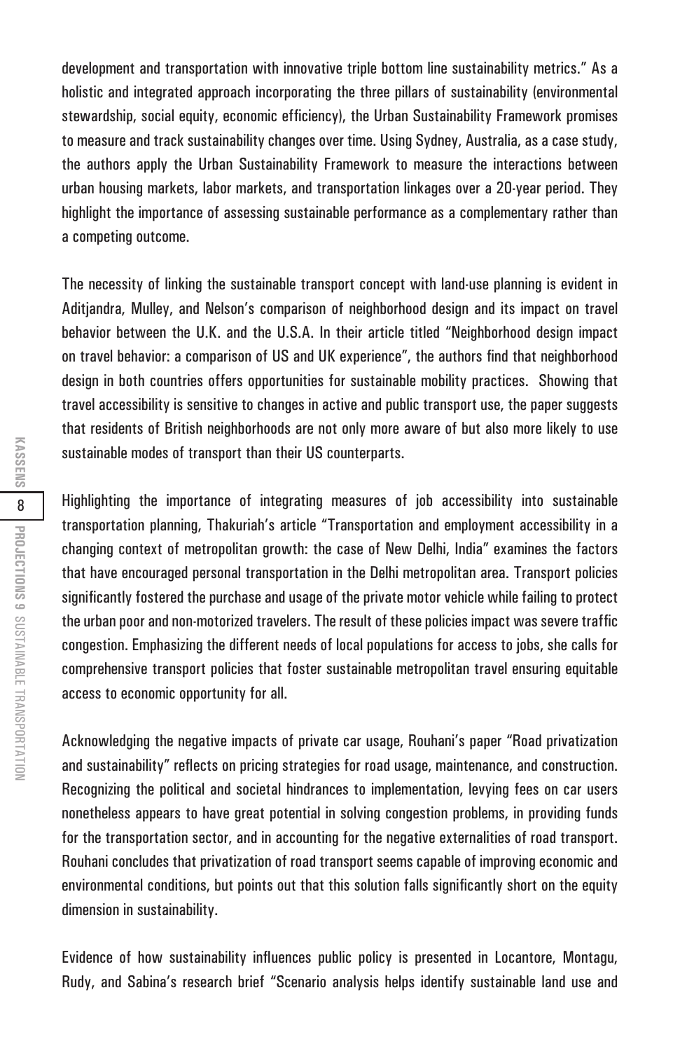development and transportation with innovative triple bottom line sustainability metrics." As a holistic and integrated approach incorporating the three pillars of sustainability (environmental stewardship, social equity, economic efficiency), the Urban Sustainability Framework promises to measure and track sustainability changes over time. Using Sydney, Australia, as a case study, the authors apply the Urban Sustainability Framework to measure the interactions between urban housing markets, labor markets, and transportation linkages over a 20-year period. They highlight the importance of assessing sustainable performance as a complementary rather than a competing outcome.

The necessity of linking the sustainable transport concept with land-use planning is evident in Aditjandra, Mulley, and Nelson's comparison of neighborhood design and its impact on travel behavior between the U.K. and the U.S.A. In their article titled "Neighborhood design impact on travel behavior: a comparison of US and UK experience", the authors find that neighborhood design in both countries offers opportunities for sustainable mobility practices. Showing that travel accessibility is sensitive to changes in active and public transport use, the paper suggests that residents of British neighborhoods are not only more aware of but also more likely to use sustainable modes of transport than their US counterparts.

Highlighting the importance of integrating measures of job accessibility into sustainable transportation planning, Thakuriah's article "Transportation and employment accessibility in a changing context of metropolitan growth: the case of New Delhi, India" examines the factors that have encouraged personal transportation in the Delhi metropolitan area. Transport policies significantly fostered the purchase and usage of the private motor vehicle while failing to protect the urban poor and non-motorized travelers. The result of these policies impact was severe traffic congestion. Emphasizing the different needs of local populations for access to jobs, she calls for comprehensive transport policies that foster sustainable metropolitan travel ensuring equitable access to economic opportunity for all.

Acknowledging the negative impacts of private car usage, Rouhani's paper "Road privatization and sustainability" reflects on pricing strategies for road usage, maintenance, and construction. Recognizing the political and societal hindrances to implementation, levying fees on car users nonetheless appears to have great potential in solving congestion problems, in providing funds for the transportation sector, and in accounting for the negative externalities of road transport. Rouhani concludes that privatization of road transport seems capable of improving economic and environmental conditions, but points out that this solution falls significantly short on the equity dimension in sustainability.

Evidence of how sustainability influences public policy is presented in Locantore, Montagu, Rudy, and Sabina's research brief "Scenario analysis helps identify sustainable land use and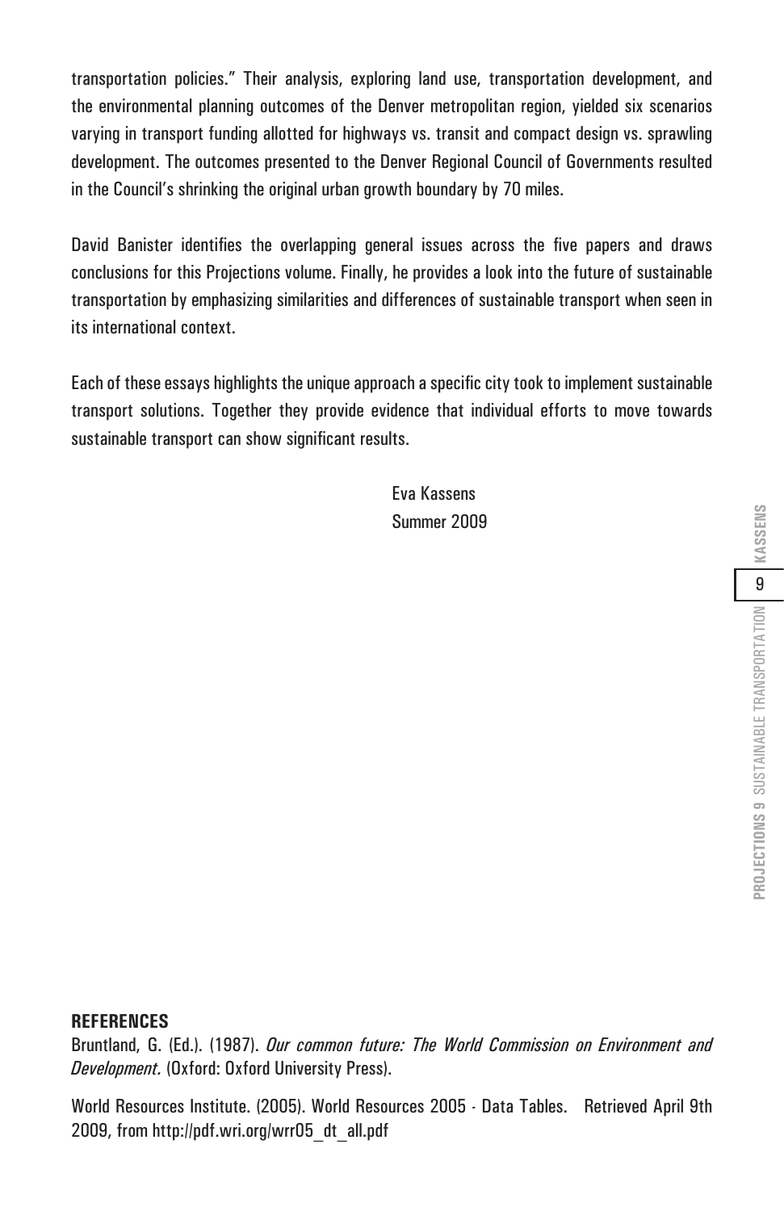transportation policies." Their analysis, exploring land use, transportation development, and the environmental planning outcomes of the Denver metropolitan region, yielded six scenarios varying in transport funding allotted for highways vs. transit and compact design vs. sprawling development. The outcomes presented to the Denver Regional Council of Governments resulted in the Council's shrinking the original urban growth boundary by 70 miles.

David Banister identifies the overlapping general issues across the five papers and draws conclusions for this Projections volume. Finally, he provides a look into the future of sustainable transportation by emphasizing similarities and differences of sustainable transport when seen in its international context.

Each of these essays highlights the unique approach a specific city took to implement sustainable transport solutions. Together they provide evidence that individual efforts to move towards sustainable transport can show significant results.

Eva Kassens
Summer 2009

## REFERENCES

Bruntland, G. (Ed.). (1987). *Our common future: The World Commission on Environment and Development.* (Oxford: Oxford University Press).

World Resources Institute. (2005). World Resources 2005 - Data Tables. Retrieved April 9th 2009, from http://pdf.wri.org/wrr05_dt_all.pdf